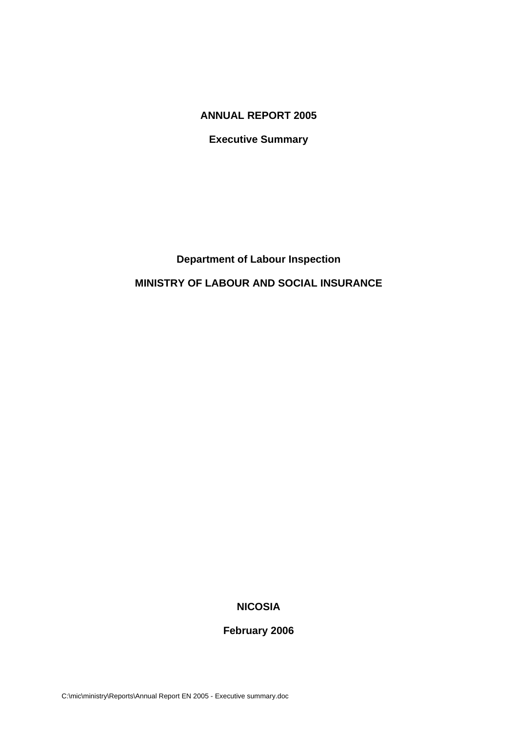# ANNUAL REPORT 2005

## Executive Summary

**Department of Labour Inspection**

**MINISTRY OF LABOUR AND SOCIAL INSURANCE**

**NICOSIA**

**February 2006**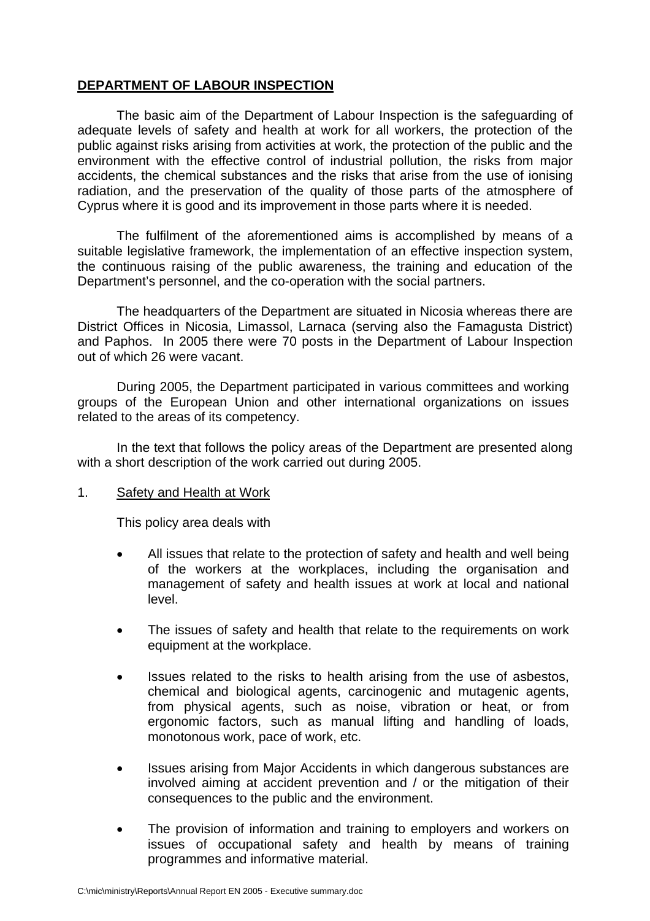**DEPARTMENT OF LABOUR INSPECTION**

The basic aim of the Department of Labour Inspection is the safeguarding of adequate levels of safety and health at work for all workers, the protection of the public against risks arising from activities at work, the protection of the public and the environment with the effective control of industrial pollution, the risks from major accidents, the chemical substances and the risks that arise from the use of ionising radiation, and the preservation of the quality of those parts of the atmosphere of Cyprus where it is good and its improvement in those parts where it is needed.

The fulfilment of the aforementioned aims is accomplished by means of a suitable legislative framework, the implementation of an effective inspection system, the continuous raising of the public awareness, the training and education of the Department's personnel, and the co-operation with the social partners.

The headquarters of the Department are situated in Nicosia whereas there are District Offices in Nicosia, Limassol, Larnaca (serving also the Famagusta District) and Paphos. In 2005 there were 70 posts in the Department of Labour Inspection out of which 26 were vacant.

During 2005, the Department participated in various committees and working groups of the European Union and other international organizations on issues related to the areas of its competency.

In the text that follows the policy areas of the Department are presented along with a short description of the work carried out during 2005.

1. Safety and Health at Work

This policy area deals with

- All issues that relate to the protection of safety and health and well being of the workers at the workplaces, including the organisation and management of safety and health issues at work at local and national level.
- The issues of safety and health that relate to the requirements on work equipment at the workplace.
- Issues related to the risks to health arising from the use of asbestos, chemical and biological agents, carcinogenic and mutagenic agents, from physical agents, such as noise, vibration or heat, or from ergonomic factors, such as manual lifting and handling of loads, monotonous work, pace of work, etc.
- Issues arising from Major Accidents in which dangerous substances are involved aiming at accident prevention and / or the mitigation of their consequences to the public and the environment.
- The provision of information and training to employers and workers on issues of occupational safety and health by means of training programmes and informative material.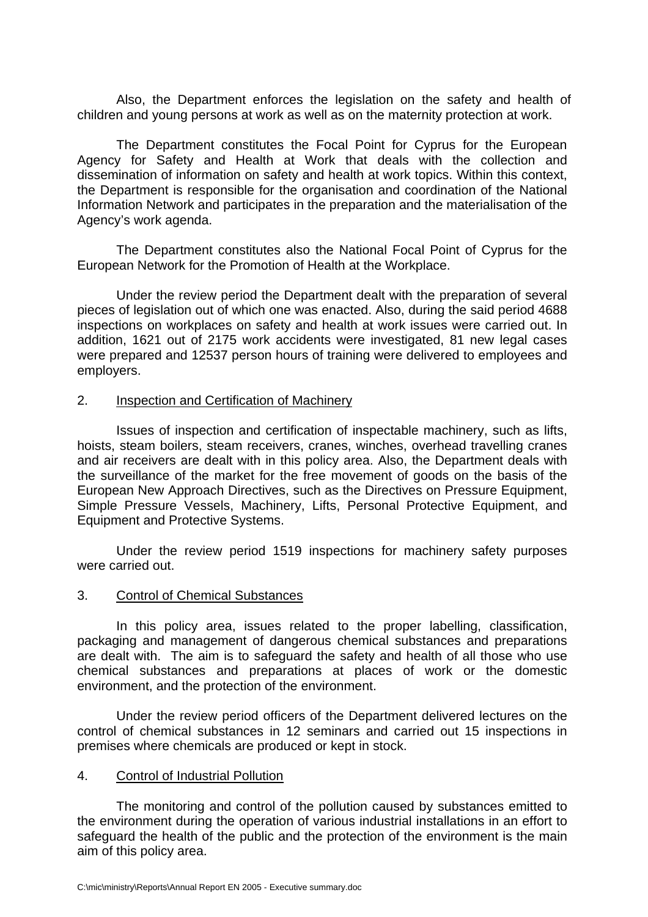Also, the Department enforces the legislation on the safety and health of children and young persons at work as well as on the maternity protection at work.

The Department constitutes the Focal Point for Cyprus for the European Agency for Safety and Health at Work that deals with the collection and dissemination of information on safety and health at work topics. Within this context, the Department is responsible for the organisation and coordination of the National Information Network and participates in the preparation and the materialisation of the Agency's work agenda.

The Department constitutes also the National Focal Point of Cyprus for the European Network for the Promotion of Health at the Workplace.

Under the review period the Department dealt with the preparation of several pieces of legislation out of which one was enacted. Also, during the said period 4688 inspections on workplaces on safety and health at work issues were carried out. In addition, 1621 out of 2175 work accidents were investigated, 81 new legal cases were prepared and 12537 person hours of training were delivered to employees and employers.

2. <u>Inspection and Certification of Machinery</u>

Issues of inspection and certification of inspectable machinery, such as lifts, hoists, steam boilers, steam receivers, cranes, winches, overhead travelling cranes and air receivers are dealt with in this policy area. Also, the Department deals with the surveillance of the market for the free movement of goods on the basis of the European New Approach Directives, such as the Directives on Pressure Equipment, Simple Pressure Vessels, Machinery, Lifts, Personal Protective Equipment, and Equipment and Protective Systems.

Under the review period 1519 inspections for machinery safety purposes were carried out.

3. <u>Control of Chemical Substances</u>

In this policy area, issues related to the proper labelling, classification, packaging and management of dangerous chemical substances and preparations are dealt with. The aim is to safeguard the safety and health of all those who use chemical substances and preparations at places of work or the domestic environment, and the protection of the environment.

Under the review period officers of the Department delivered lectures on the control of chemical substances in 12 seminars and carried out 15 inspections in premises where chemicals are produced or kept in stock.

4. <u>Control of Industrial Pollution</u>

The monitoring and control of the pollution caused by substances emitted to the environment during the operation of various industrial installations in an effort to safeguard the health of the public and the protection of the environment is the main aim of this policy area.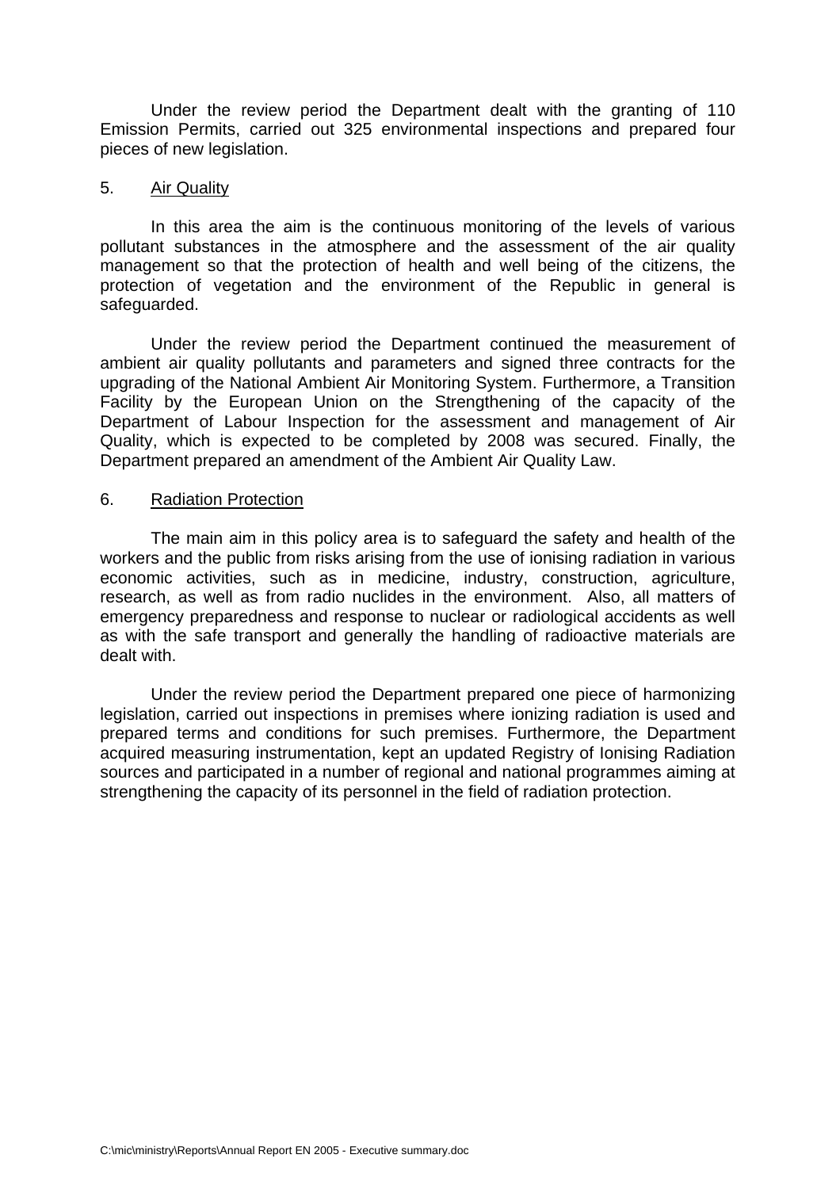Under the review period the Department dealt with the granting of 110 Emission Permits, carried out 325 environmental inspections and prepared four pieces of new legislation.

5. <u>Air Quality</u>

In this area the aim is the continuous monitoring of the levels of various pollutant substances in the atmosphere and the assessment of the air quality management so that the protection of health and well being of the citizens, the protection of vegetation and the environment of the Republic in general is safeguarded.

Under the review period the Department continued the measurement of ambient air quality pollutants and parameters and signed three contracts for the upgrading of the National Ambient Air Monitoring System. Furthermore, a Transition Facility by the European Union on the Strengthening of the capacity of the Department of Labour Inspection for the assessment and management of Air Quality, which is expected to be completed by 2008 was secured. Finally, the Department prepared an amendment of the Ambient Air Quality Law.

6. <u>Radiation Protection</u>

The main aim in this policy area is to safeguard the safety and health of the workers and the public from risks arising from the use of ionising radiation in various economic activities, such as in medicine, industry, construction, agriculture, research, as well as from radio nuclides in the environment. Also, all matters of emergency preparedness and response to nuclear or radiological accidents as well as with the safe transport and generally the handling of radioactive materials are dealt with.

Under the review period the Department prepared one piece of harmonizing legislation, carried out inspections in premises where ionizing radiation is used and prepared terms and conditions for such premises. Furthermore, the Department acquired measuring instrumentation, kept an updated Registry of Ionising Radiation sources and participated in a number of regional and national programmes aiming at strengthening the capacity of its personnel in the field of radiation protection.